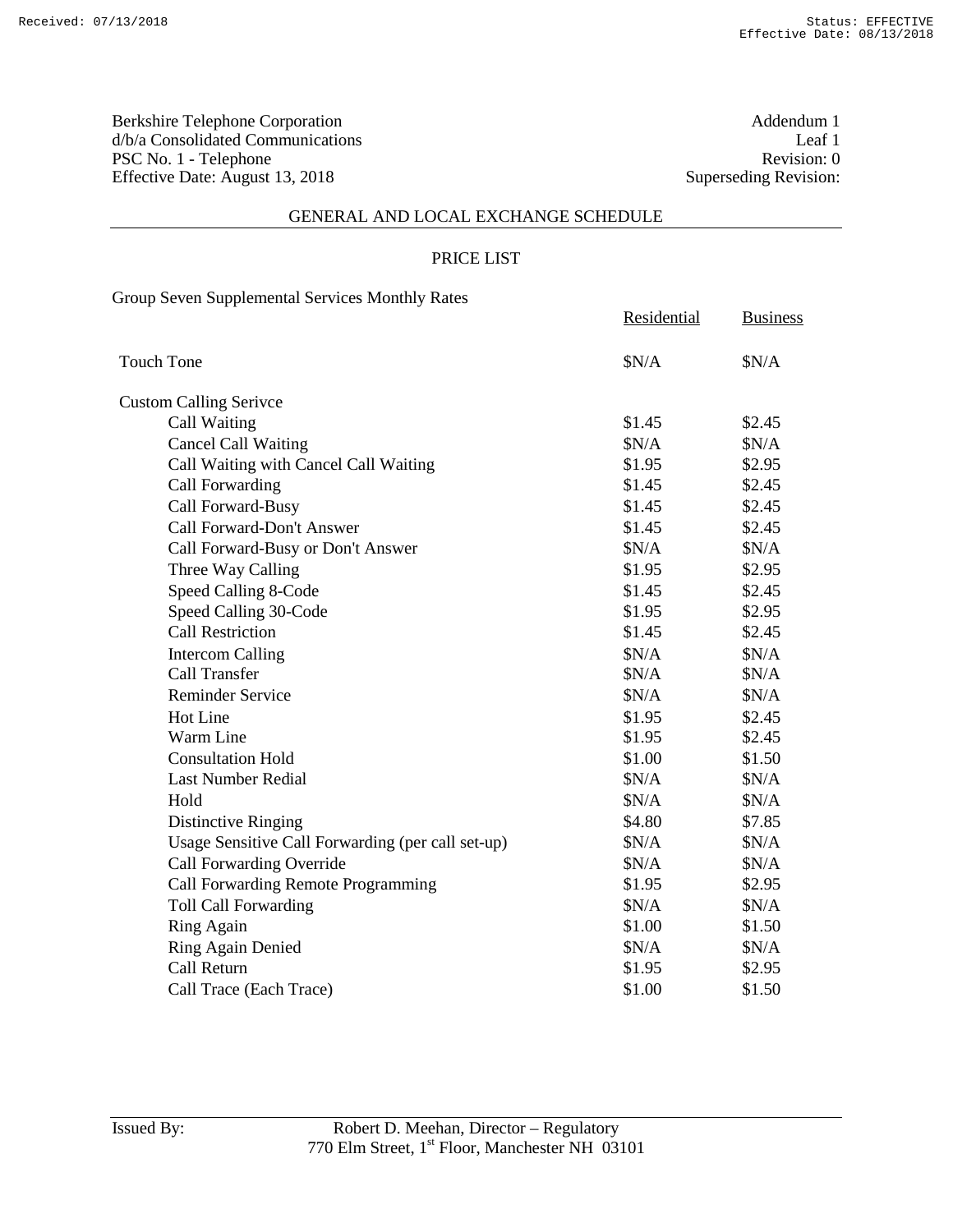Berkshire Telephone Corporation
d/b/a Consolidated Communications
PSC No. 1 - Telephone
Effective Date: August 13, 2018

Addendum 1
Leaf 1
Revision: 0
Superseding Revision:

## GENERAL AND LOCAL EXCHANGE SCHEDULE

### PRICE LIST

Group Seven Supplemental Services Monthly Rates

| | Residential | Business |
|---|---|---|
| Touch Tone | $N/A | $N/A |
| Custom Calling Serivce | | |
| Call Waiting | $1.45 | $2.45 |
| Cancel Call Waiting | $N/A | $N/A |
| Call Waiting with Cancel Call Waiting | $1.95 | $2.95 |
| Call Forwarding | $1.45 | $2.45 |
| Call Forward-Busy | $1.45 | $2.45 |
| Call Forward-Don't Answer | $1.45 | $2.45 |
| Call Forward-Busy or Don't Answer | $N/A | $N/A |
| Three Way Calling | $1.95 | $2.95 |
| Speed Calling 8-Code | $1.45 | $2.45 |
| Speed Calling 30-Code | $1.95 | $2.95 |
| Call Restriction | $1.45 | $2.45 |
| Intercom Calling | $N/A | $N/A |
| Call Transfer | $N/A | $N/A |
| Reminder Service | $N/A | $N/A |
| Hot Line | $1.95 | $2.45 |
| Warm Line | $1.95 | $2.45 |
| Consultation Hold | $1.00 | $1.50 |
| Last Number Redial | $N/A | $N/A |
| Hold | $N/A | $N/A |
| Distinctive Ringing | $4.80 | $7.85 |
| Usage Sensitive Call Forwarding (per call set-up) | $N/A | $N/A |
| Call Forwarding Override | $N/A | $N/A |
| Call Forwarding Remote Programming | $1.95 | $2.95 |
| Toll Call Forwarding | $N/A | $N/A |
| Ring Again | $1.00 | $1.50 |
| Ring Again Denied | $N/A | $N/A |
| Call Return | $1.95 | $2.95 |
| Call Trace (Each Trace) | $1.00 | $1.50 |

Issued By: Robert D. Meehan, Director – Regulatory
770 Elm Street, 1st Floor, Manchester NH 03101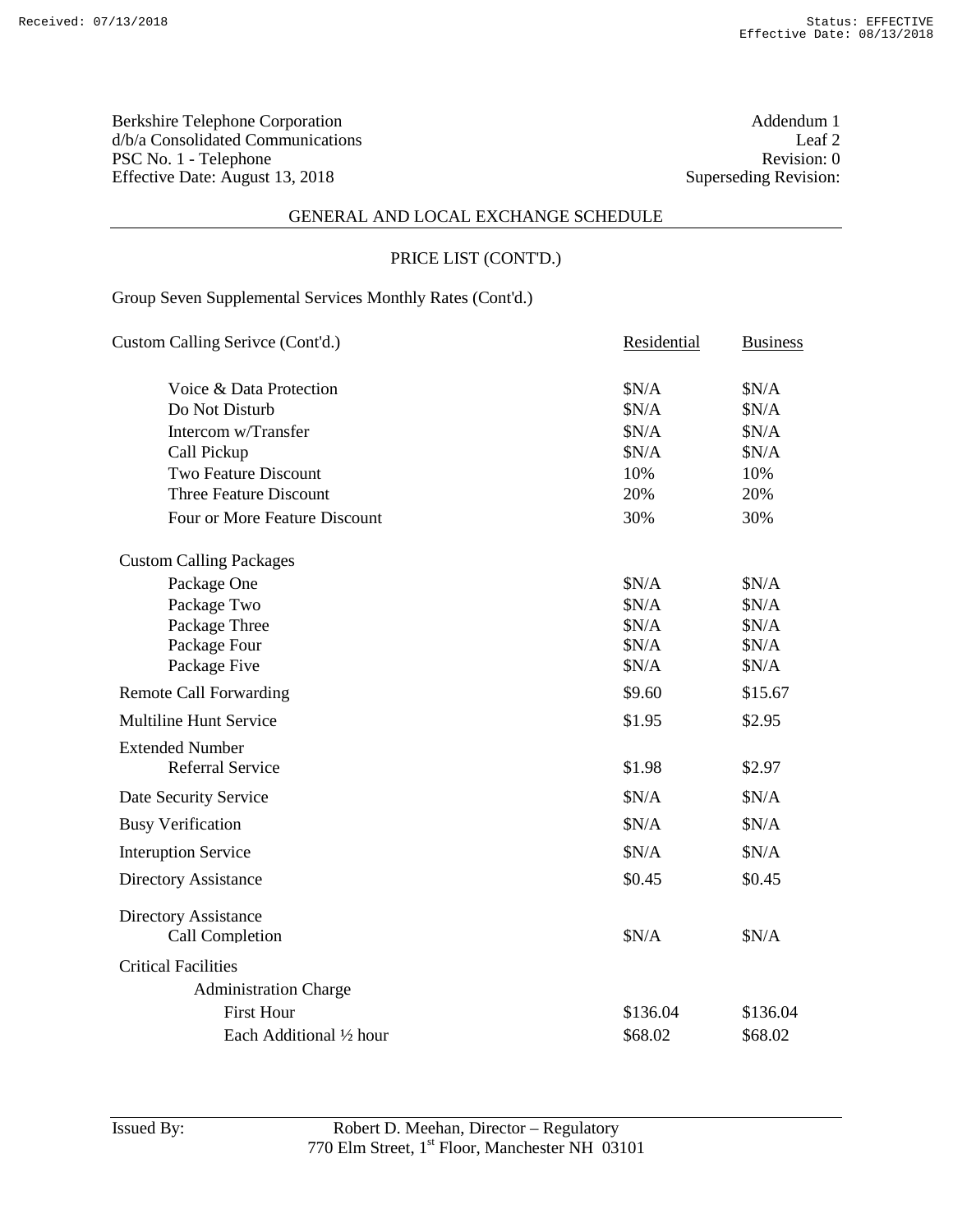Berkshire Telephone Corporation
d/b/a Consolidated Communications
PSC No. 1 - Telephone
Effective Date: August 13, 2018

Addendum 1
Leaf 2
Revision: 0
Superseding Revision:

## GENERAL AND LOCAL EXCHANGE SCHEDULE

### PRICE LIST (CONT'D.)

Group Seven Supplemental Services Monthly Rates (Cont'd.)

| Custom Calling Serivce (Cont'd.) | Residential | Business |
|---|---|---|
| Voice & Data Protection | $N/A | $N/A |
| Do Not Disturb | $N/A | $N/A |
| Intercom w/Transfer | $N/A | $N/A |
| Call Pickup | $N/A | $N/A |
| Two Feature Discount | 10% | 10% |
| Three Feature Discount | 20% | 20% |
| Four or More Feature Discount | 30% | 30% |
| Custom Calling Packages | | |
| Package One | $N/A | $N/A |
| Package Two | $N/A | $N/A |
| Package Three | $N/A | $N/A |
| Package Four | $N/A | $N/A |
| Package Five | $N/A | $N/A |
| Remote Call Forwarding | $9.60 | $15.67 |
| Multiline Hunt Service | $1.95 | $2.95 |
| Extended Number Referral Service | $1.98 | $2.97 |
| Date Security Service | $N/A | $N/A |
| Busy Verification | $N/A | $N/A |
| Interuption Service | $N/A | $N/A |
| Directory Assistance | $0.45 | $0.45 |
| Directory Assistance Call Completion | $N/A | $N/A |
| Critical Facilities | | |
| Administration Charge | | |
| First Hour | $136.04 | $136.04 |
| Each Additional ½ hour | $68.02 | $68.02 |

Issued By: Robert D. Meehan, Director – Regulatory
770 Elm Street, 1st Floor, Manchester NH 03101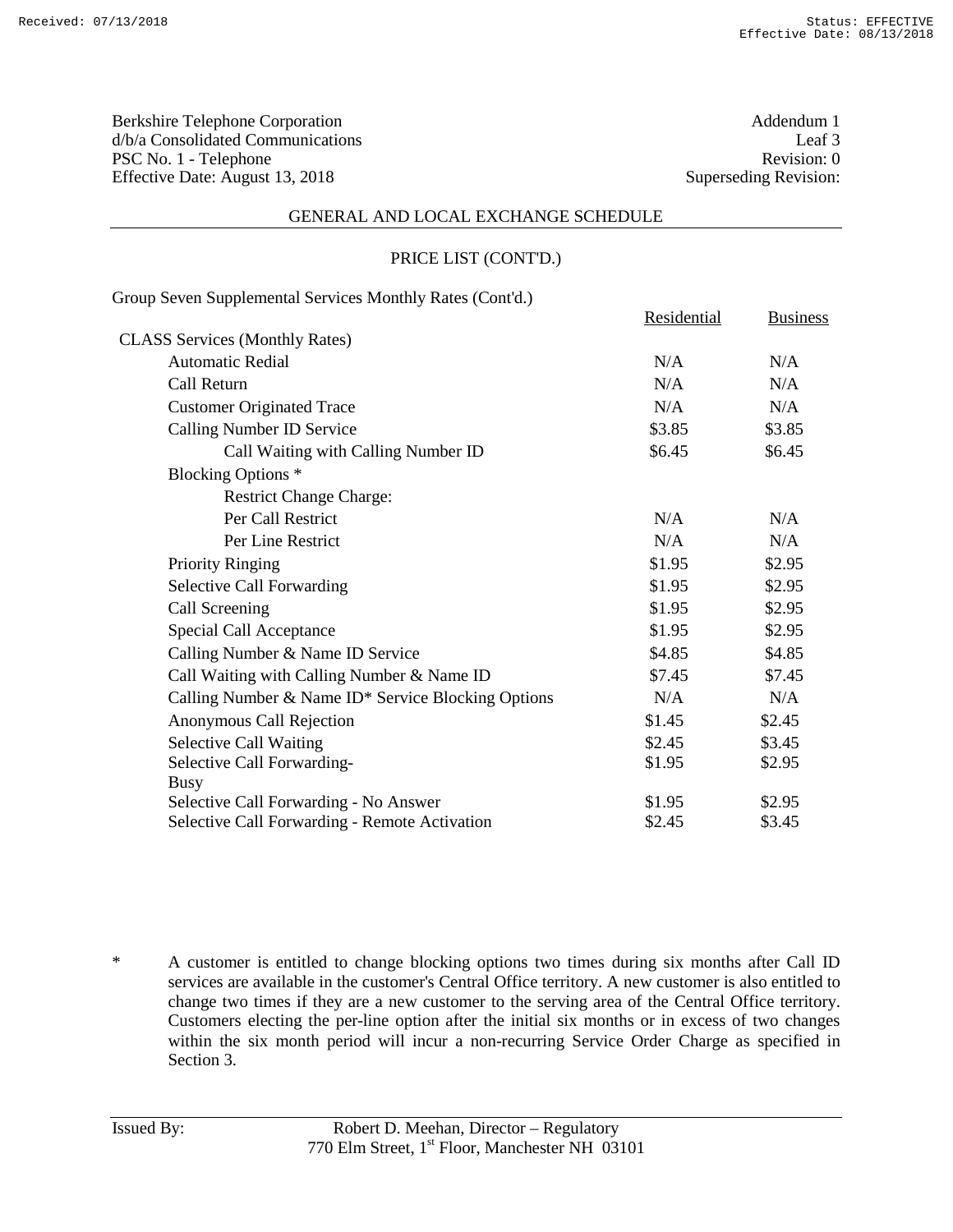Berkshire Telephone Corporation
d/b/a Consolidated Communications
PSC No. 1 - Telephone
Effective Date: August 13, 2018

Addendum 1
Leaf 3
Revision: 0
Superseding Revision:

## GENERAL AND LOCAL EXCHANGE SCHEDULE

### PRICE LIST (CONT'D.)

Group Seven Supplemental Services Monthly Rates (Cont'd.)

| | Residential | Business |
|---|---|---|
| **CLASS Services (Monthly Rates)** | | |
| Automatic Redial | N/A | N/A |
| Call Return | N/A | N/A |
| Customer Originated Trace | N/A | N/A |
| Calling Number ID Service | $3.85 | $3.85 |
| Call Waiting with Calling Number ID | $6.45 | $6.45 |
| Blocking Options * | | |
| Restrict Change Charge: | | |
| Per Call Restrict | N/A | N/A |
| Per Line Restrict | N/A | N/A |
| Priority Ringing | $1.95 | $2.95 |
| Selective Call Forwarding | $1.95 | $2.95 |
| Call Screening | $1.95 | $2.95 |
| Special Call Acceptance | $1.95 | $2.95 |
| Calling Number & Name ID Service | $4.85 | $4.85 |
| Call Waiting with Calling Number & Name ID | $7.45 | $7.45 |
| Calling Number & Name ID* Service Blocking Options | N/A | N/A |
| Anonymous Call Rejection | $1.45 | $2.45 |
| Selective Call Waiting | $2.45 | $3.45 |
| Selective Call Forwarding-Busy | $1.95 | $2.95 |
| Selective Call Forwarding - No Answer | $1.95 | $2.95 |
| Selective Call Forwarding - Remote Activation | $2.45 | $3.45 |

\* A customer is entitled to change blocking options two times during six months after Call ID services are available in the customer's Central Office territory. A new customer is also entitled to change two times if they are a new customer to the serving area of the Central Office territory. Customers electing the per-line option after the initial six months or in excess of two changes within the six month period will incur a non-recurring Service Order Charge as specified in Section 3.

Issued By: Robert D. Meehan, Director – Regulatory
770 Elm Street, 1st Floor, Manchester NH 03101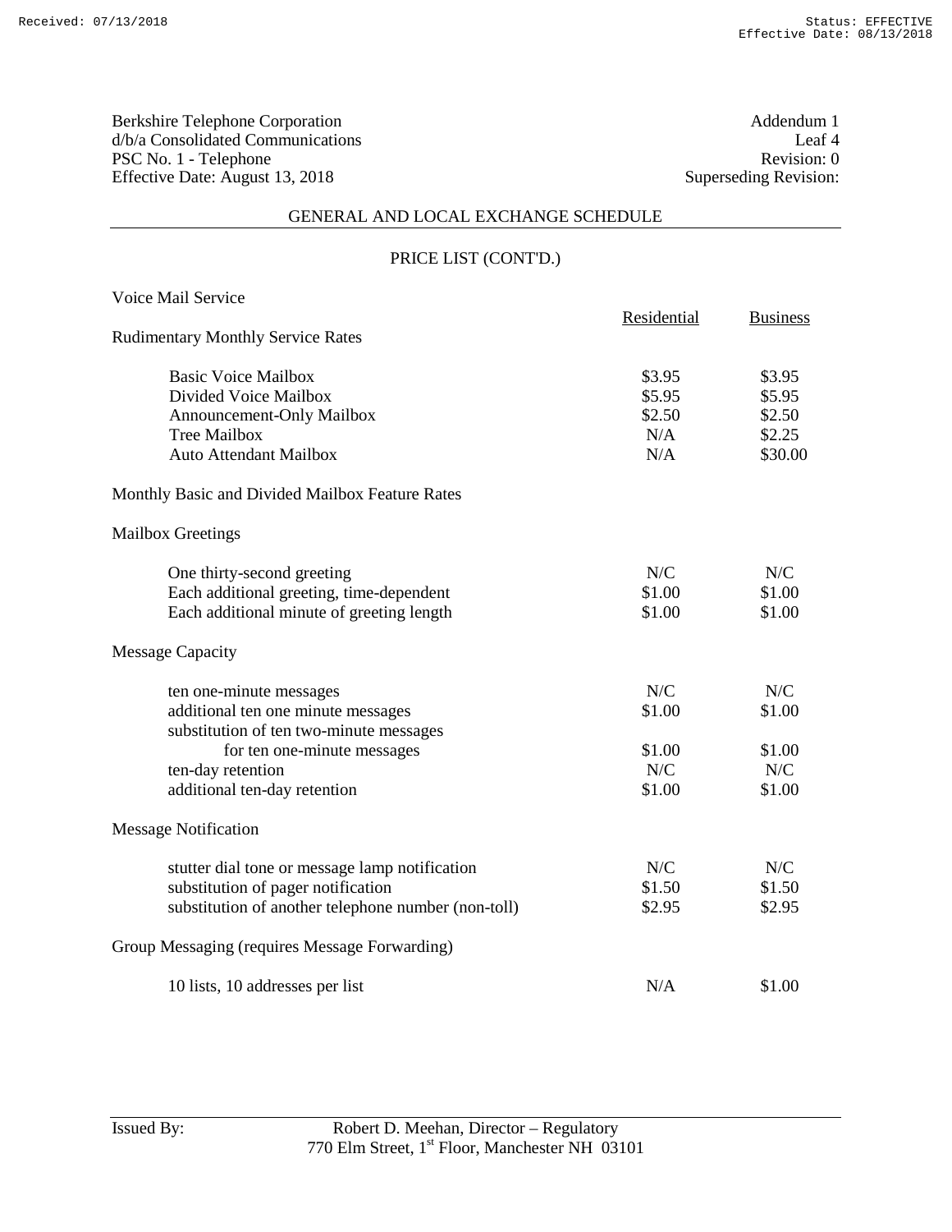Berkshire Telephone Corporation
d/b/a Consolidated Communications
PSC No. 1 - Telephone
Effective Date: August 13, 2018

Addendum 1
Leaf 4
Revision: 0
Superseding Revision:

## GENERAL AND LOCAL EXCHANGE SCHEDULE

### PRICE LIST (CONT'D.)

Voice Mail Service

| | Residential | Business |
|---|---|---|
| **Rudimentary Monthly Service Rates** | | |
| Basic Voice Mailbox | $3.95 | $3.95 |
| Divided Voice Mailbox | $5.95 | $5.95 |
| Announcement-Only Mailbox | $2.50 | $2.50 |
| Tree Mailbox | N/A | $2.25 |
| Auto Attendant Mailbox | N/A | $30.00 |
| **Monthly Basic and Divided Mailbox Feature Rates** | | |
| **Mailbox Greetings** | | |
| One thirty-second greeting | N/C | N/C |
| Each additional greeting, time-dependent | $1.00 | $1.00 |
| Each additional minute of greeting length | $1.00 | $1.00 |
| **Message Capacity** | | |
| ten one-minute messages | N/C | N/C |
| additional ten one minute messages | $1.00 | $1.00 |
| substitution of ten two-minute messages for ten one-minute messages | $1.00 | $1.00 |
| ten-day retention | N/C | N/C |
| additional ten-day retention | $1.00 | $1.00 |
| **Message Notification** | | |
| stutter dial tone or message lamp notification | N/C | N/C |
| substitution of pager notification | $1.50 | $1.50 |
| substitution of another telephone number (non-toll) | $2.95 | $2.95 |
| **Group Messaging (requires Message Forwarding)** | | |
| 10 lists, 10 addresses per list | N/A | $1.00 |

Issued By: Robert D. Meehan, Director – Regulatory
770 Elm Street, 1st Floor, Manchester NH 03101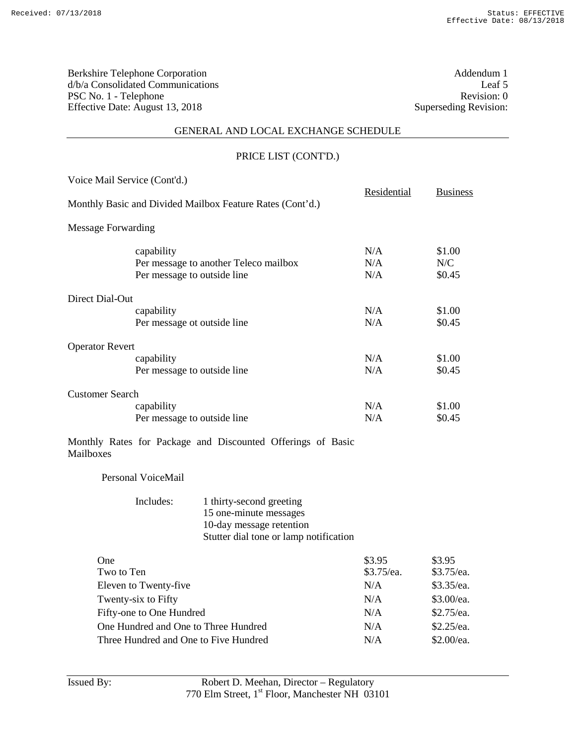Berkshire Telephone Corporation
d/b/a Consolidated Communications
PSC No. 1 - Telephone
Effective Date: August 13, 2018

Addendum 1
Leaf 5
Revision: 0
Superseding Revision:

## GENERAL AND LOCAL EXCHANGE SCHEDULE

### PRICE LIST (CONT'D.)

Voice Mail Service (Cont'd.)

Monthly Basic and Divided Mailbox Feature Rates (Cont'd.)

| | Residential | Business |
|---|---|---|
| **Message Forwarding** | | |
| capability | N/A | $1.00 |
| Per message to another Teleco mailbox | N/A | N/C |
| Per message to outside line | N/A | $0.45 |
| **Direct Dial-Out** | | |
| capability | N/A | $1.00 |
| Per message ot outside line | N/A | $0.45 |
| **Operator Revert** | | |
| capability | N/A | $1.00 |
| Per message to outside line | N/A | $0.45 |
| **Customer Search** | | |
| capability | N/A | $1.00 |
| Per message to outside line | N/A | $0.45 |

Monthly Rates for Package and Discounted Offerings of Basic Mailboxes

Personal VoiceMail

Includes:
- 1 thirty-second greeting
- 15 one-minute messages
- 10-day message retention
- Stutter dial tone or lamp notification

| | Residential | Business |
|---|---|---|
| One | $3.95 | $3.95 |
| Two to Ten | $3.75/ea. | $3.75/ea. |
| Eleven to Twenty-five | N/A | $3.35/ea. |
| Twenty-six to Fifty | N/A | $3.00/ea. |
| Fifty-one to One Hundred | N/A | $2.75/ea. |
| One Hundred and One to Three Hundred | N/A | $2.25/ea. |
| Three Hundred and One to Five Hundred | N/A | $2.00/ea. |

Issued By: Robert D. Meehan, Director – Regulatory
770 Elm Street, 1st Floor, Manchester NH 03101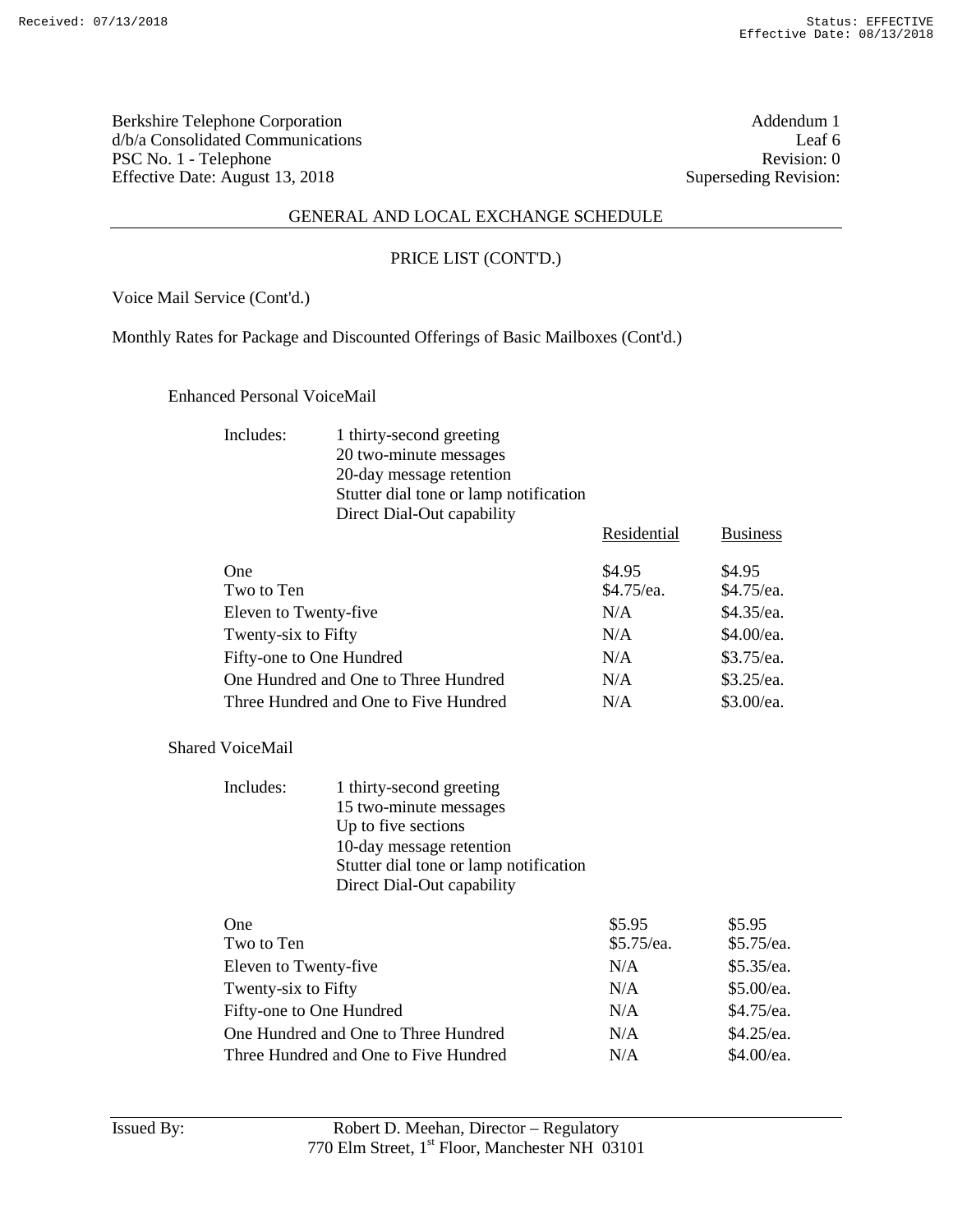Berkshire Telephone Corporation
d/b/a Consolidated Communications
PSC No. 1 - Telephone
Effective Date: August 13, 2018

Addendum 1
Leaf 6
Revision: 0
Superseding Revision:

## GENERAL AND LOCAL EXCHANGE SCHEDULE

### PRICE LIST (CONT'D.)

Voice Mail Service (Cont'd.)

Monthly Rates for Package and Discounted Offerings of Basic Mailboxes (Cont'd.)

**Enhanced Personal VoiceMail**

Includes:
- 1 thirty-second greeting
- 20 two-minute messages
- 20-day message retention
- Stutter dial tone or lamp notification
- Direct Dial-Out capability

| | Residential | Business |
|---|---|---|
| One | $4.95 | $4.95 |
| Two to Ten | $4.75/ea. | $4.75/ea. |
| Eleven to Twenty-five | N/A | $4.35/ea. |
| Twenty-six to Fifty | N/A | $4.00/ea. |
| Fifty-one to One Hundred | N/A | $3.75/ea. |
| One Hundred and One to Three Hundred | N/A | $3.25/ea. |
| Three Hundred and One to Five Hundred | N/A | $3.00/ea. |

**Shared VoiceMail**

Includes:
- 1 thirty-second greeting
- 15 two-minute messages
- Up to five sections
- 10-day message retention
- Stutter dial tone or lamp notification
- Direct Dial-Out capability

| | Residential | Business |
|---|---|---|
| One | $5.95 | $5.95 |
| Two to Ten | $5.75/ea. | $5.75/ea. |
| Eleven to Twenty-five | N/A | $5.35/ea. |
| Twenty-six to Fifty | N/A | $5.00/ea. |
| Fifty-one to One Hundred | N/A | $4.75/ea. |
| One Hundred and One to Three Hundred | N/A | $4.25/ea. |
| Three Hundred and One to Five Hundred | N/A | $4.00/ea. |

Issued By: Robert D. Meehan, Director – Regulatory
770 Elm Street, 1st Floor, Manchester NH 03101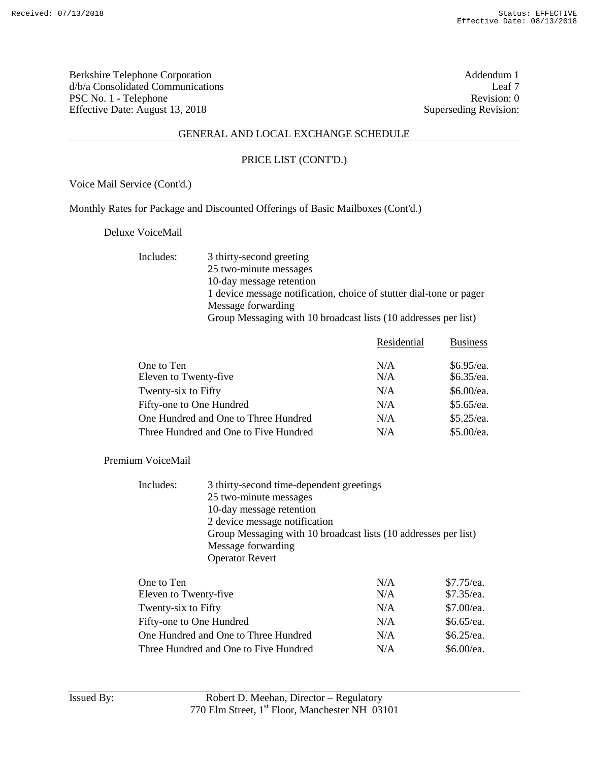Berkshire Telephone Corporation
d/b/a Consolidated Communications
PSC No. 1 - Telephone
Effective Date: August 13, 2018

Addendum 1
Leaf 7
Revision: 0
Superseding Revision:

## GENERAL AND LOCAL EXCHANGE SCHEDULE

### PRICE LIST (CONT'D.)

Voice Mail Service (Cont'd.)

Monthly Rates for Package and Discounted Offerings of Basic Mailboxes (Cont'd.)

Deluxe VoiceMail

Includes:
- 3 thirty-second greeting
- 25 two-minute messages
- 10-day message retention
- 1 device message notification, choice of stutter dial-tone or pager
- Message forwarding
- Group Messaging with 10 broadcast lists (10 addresses per list)

| | Residential | Business |
|---|---|---|
| One to Ten | N/A | $6.95/ea. |
| Eleven to Twenty-five | N/A | $6.35/ea. |
| Twenty-six to Fifty | N/A | $6.00/ea. |
| Fifty-one to One Hundred | N/A | $5.65/ea. |
| One Hundred and One to Three Hundred | N/A | $5.25/ea. |
| Three Hundred and One to Five Hundred | N/A | $5.00/ea. |

Premium VoiceMail

Includes:
- 3 thirty-second time-dependent greetings
- 25 two-minute messages
- 10-day message retention
- 2 device message notification
- Group Messaging with 10 broadcast lists (10 addresses per list)
- Message forwarding
- Operator Revert

| | Residential | Business |
|---|---|---|
| One to Ten | N/A | $7.75/ea. |
| Eleven to Twenty-five | N/A | $7.35/ea. |
| Twenty-six to Fifty | N/A | $7.00/ea. |
| Fifty-one to One Hundred | N/A | $6.65/ea. |
| One Hundred and One to Three Hundred | N/A | $6.25/ea. |
| Three Hundred and One to Five Hundred | N/A | $6.00/ea. |

Issued By: Robert D. Meehan, Director – Regulatory
770 Elm Street, 1st Floor, Manchester NH 03101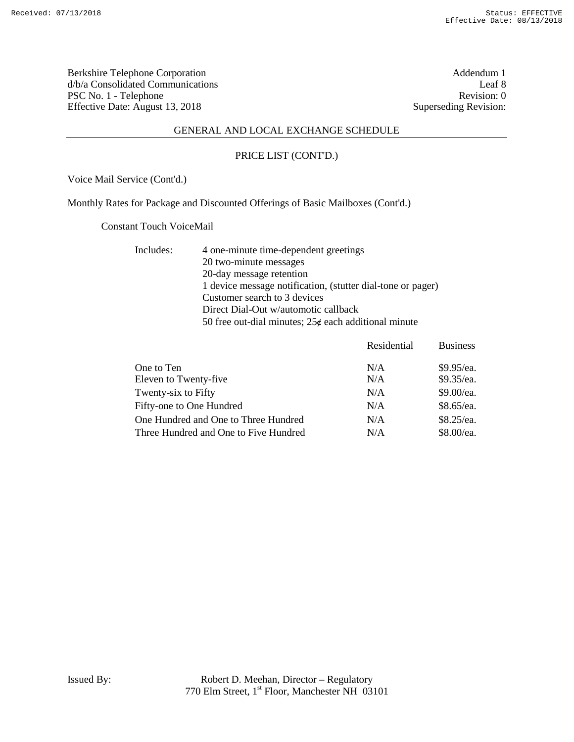Berkshire Telephone Corporation
d/b/a Consolidated Communications
PSC No. 1 - Telephone
Effective Date: August 13, 2018

Addendum 1
Leaf 8
Revision: 0
Superseding Revision:

## GENERAL AND LOCAL EXCHANGE SCHEDULE

### PRICE LIST (CONT'D.)

Voice Mail Service (Cont'd.)

Monthly Rates for Package and Discounted Offerings of Basic Mailboxes (Cont'd.)

Constant Touch VoiceMail

Includes:
- 4 one-minute time-dependent greetings
- 20 two-minute messages
- 20-day message retention
- 1 device message notification, (stutter dial-tone or pager)
- Customer search to 3 devices
- Direct Dial-Out w/automotic callback
- 50 free out-dial minutes; 25¢ each additional minute

| | Residential | Business |
|---|---|---|
| One to Ten | N/A | $9.95/ea. |
| Eleven to Twenty-five | N/A | $9.35/ea. |
| Twenty-six to Fifty | N/A | $9.00/ea. |
| Fifty-one to One Hundred | N/A | $8.65/ea. |
| One Hundred and One to Three Hundred | N/A | $8.25/ea. |
| Three Hundred and One to Five Hundred | N/A | $8.00/ea. |

Issued By: Robert D. Meehan, Director – Regulatory
770 Elm Street, 1st Floor, Manchester NH 03101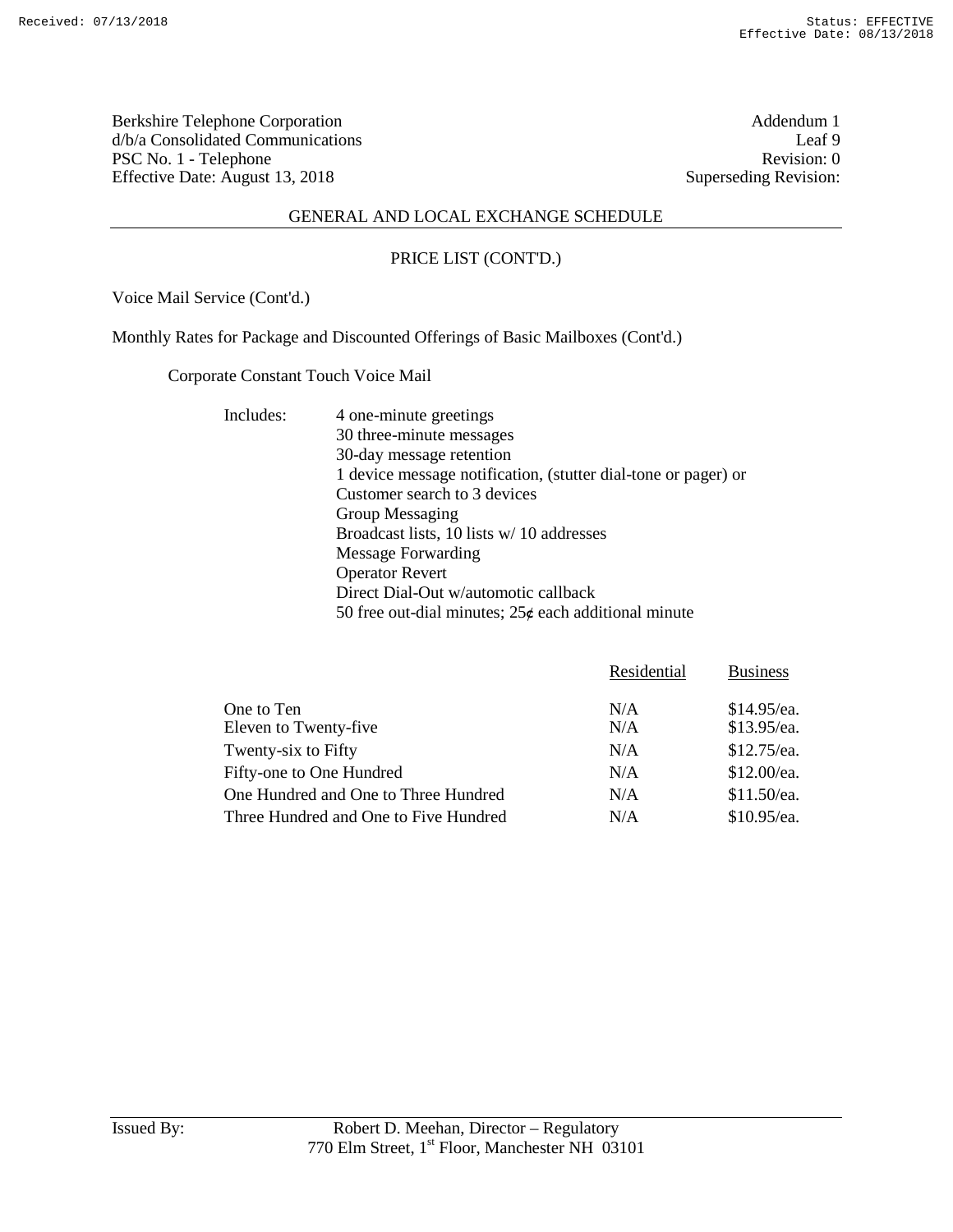Berkshire Telephone Corporation
d/b/a Consolidated Communications
PSC No. 1 - Telephone
Effective Date: August 13, 2018

Addendum 1
Leaf 9
Revision: 0
Superseding Revision:

## GENERAL AND LOCAL EXCHANGE SCHEDULE

### PRICE LIST (CONT'D.)

Voice Mail Service (Cont'd.)

Monthly Rates for Package and Discounted Offerings of Basic Mailboxes (Cont'd.)

Corporate Constant Touch Voice Mail

Includes:
- 4 one-minute greetings
- 30 three-minute messages
- 30-day message retention
- 1 device message notification, (stutter dial-tone or pager) or
- Customer search to 3 devices
- Group Messaging
- Broadcast lists, 10 lists w/ 10 addresses
- Message Forwarding
- Operator Revert
- Direct Dial-Out w/automotic callback
- 50 free out-dial minutes; 25¢ each additional minute

| | Residential | Business |
|---|---|---|
| One to Ten | N/A | $14.95/ea. |
| Eleven to Twenty-five | N/A | $13.95/ea. |
| Twenty-six to Fifty | N/A | $12.75/ea. |
| Fifty-one to One Hundred | N/A | $12.00/ea. |
| One Hundred and One to Three Hundred | N/A | $11.50/ea. |
| Three Hundred and One to Five Hundred | N/A | $10.95/ea. |

Issued By: Robert D. Meehan, Director – Regulatory
770 Elm Street, 1st Floor, Manchester NH 03101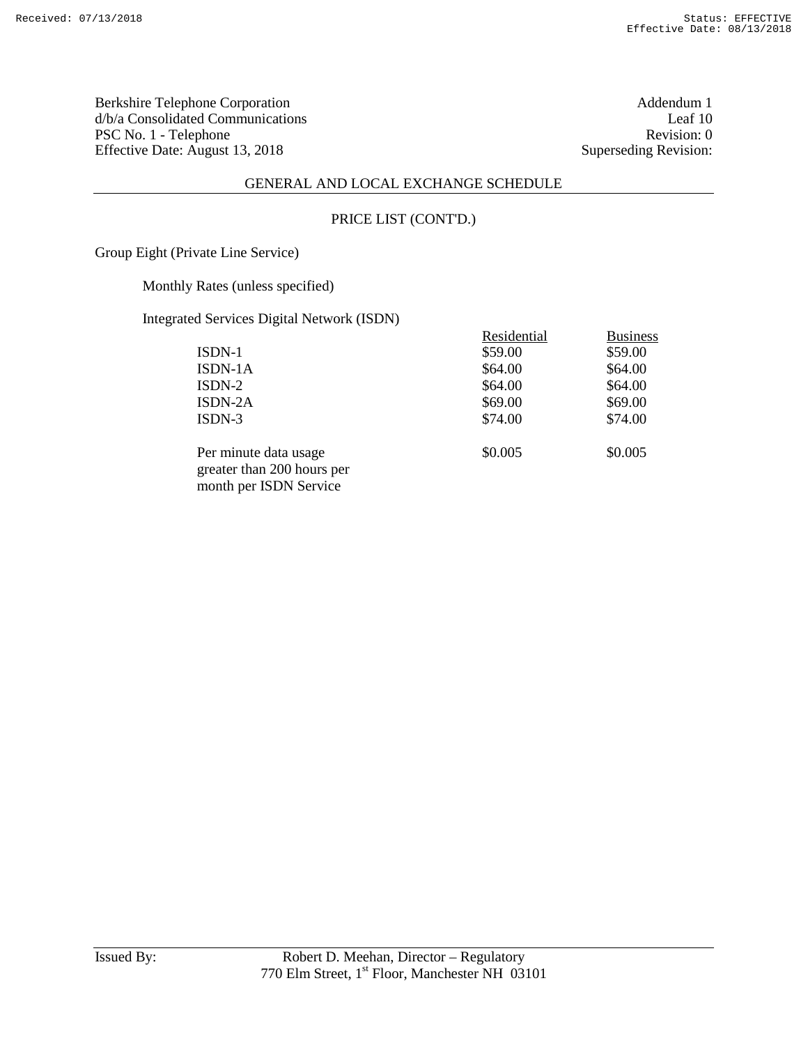Berkshire Telephone Corporation
d/b/a Consolidated Communications
PSC No. 1 - Telephone
Effective Date: August 13, 2018

Addendum 1
Leaf 10
Revision: 0
Superseding Revision:

## GENERAL AND LOCAL EXCHANGE SCHEDULE

### PRICE LIST (CONT'D.)

Group Eight (Private Line Service)

Monthly Rates (unless specified)

Integrated Services Digital Network (ISDN)

| | Residential | Business |
|---|---|---|
| ISDN-1 | $59.00 | $59.00 |
| ISDN-1A | $64.00 | $64.00 |
| ISDN-2 | $64.00 | $64.00 |
| ISDN-2A | $69.00 | $69.00 |
| ISDN-3 | $74.00 | $74.00 |
| Per minute data usage greater than 200 hours per month per ISDN Service | $0.005 | $0.005 |

Issued By: Robert D. Meehan, Director – Regulatory
770 Elm Street, 1st Floor, Manchester NH 03101